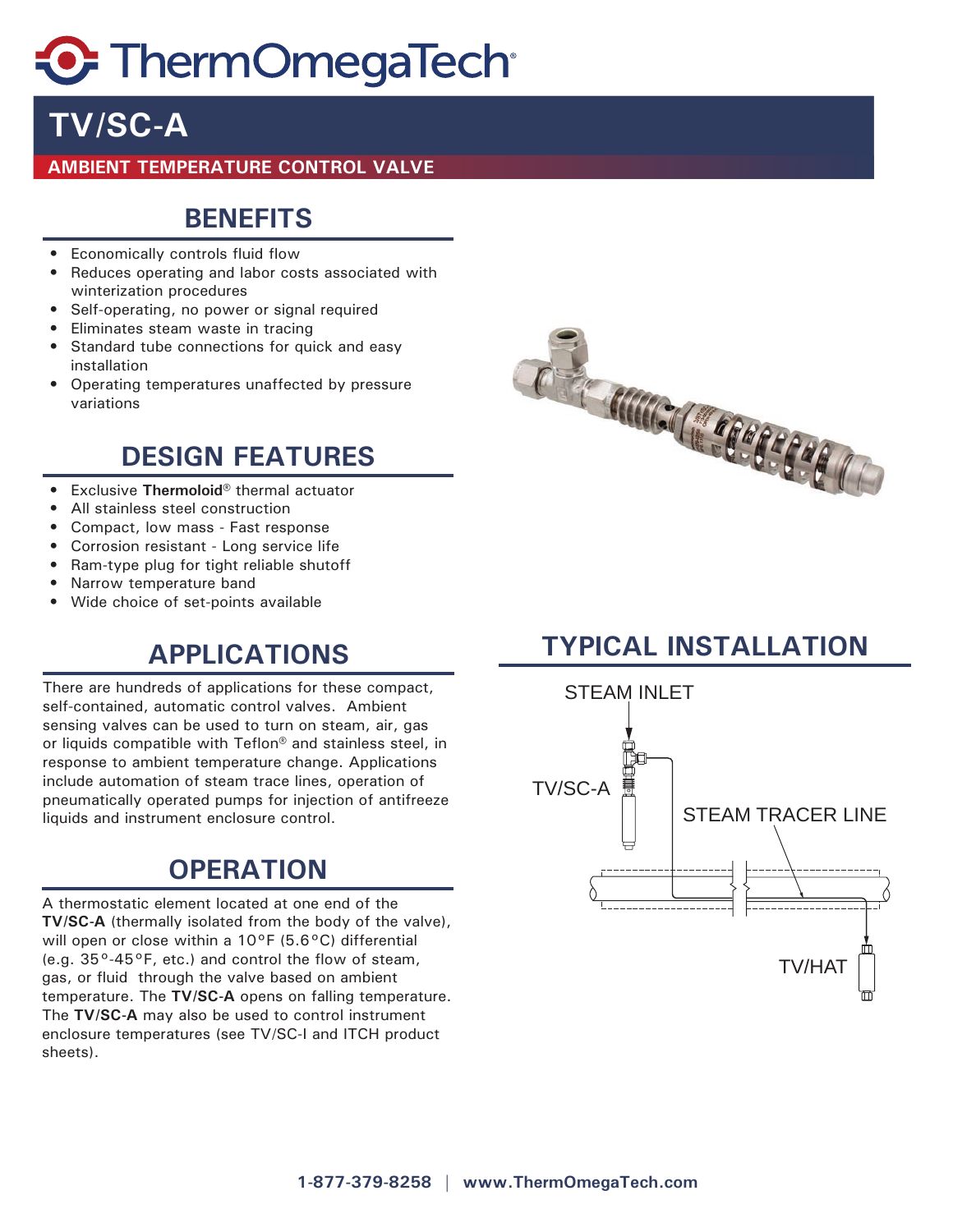# ThermOmegaTech

# TV/SC-A

**AMBIENT TEMPERATURE CONTROL VALVE**

## BENEFITS

- Economically controls fluid flow
- Reduces operating and labor costs associated with winterization procedures
- Self-operating, no power or signal required
- Eliminates steam waste in tracing
- Standard tube connections for quick and easy installation
- Operating temperatures unaffected by pressure variations

## DESIGN FEATURES

- Exclusive **Thermoloid**® thermal actuator
- All stainless steel construction
- Compact, low mass - Fast response
- Corrosion resistant - Long service life
- Ram-type plug for tight reliable shutoff
- Narrow temperature band
- Wide choice of set-points available

## APPLICATIONS

There are hundreds of applications for these compact, self-contained, automatic control valves. Ambient sensing valves can be used to turn on steam, air, gas or liquids compatible with Teflon® and stainless steel, in response to ambient temperature change. Applications include automation of steam trace lines, operation of pneumatically operated pumps for injection of antifreeze liquids and instrument enclosure control.

## OPERATION

A thermostatic element located at one end of the **TV/SC-A** (thermally isolated from the body of the valve), will open or close within a 10°F (5.6°C) differential (e.g. 35°-45°F, etc.) and control the flow of steam, gas, or fluid through the valve based on ambient temperature. The **TV/SC-A** opens on falling temperature. The **TV/SC-A** may also be used to control instrument enclosure temperatures (see TV/SC-I and ITCH product sheets).

## TYPICAL INSTALLATION

STEAM INLET

TV/SC-A

STEAM TRACER LINE

TV/HAT

**1-877-379-8258 | www.ThermOmegaTech.com**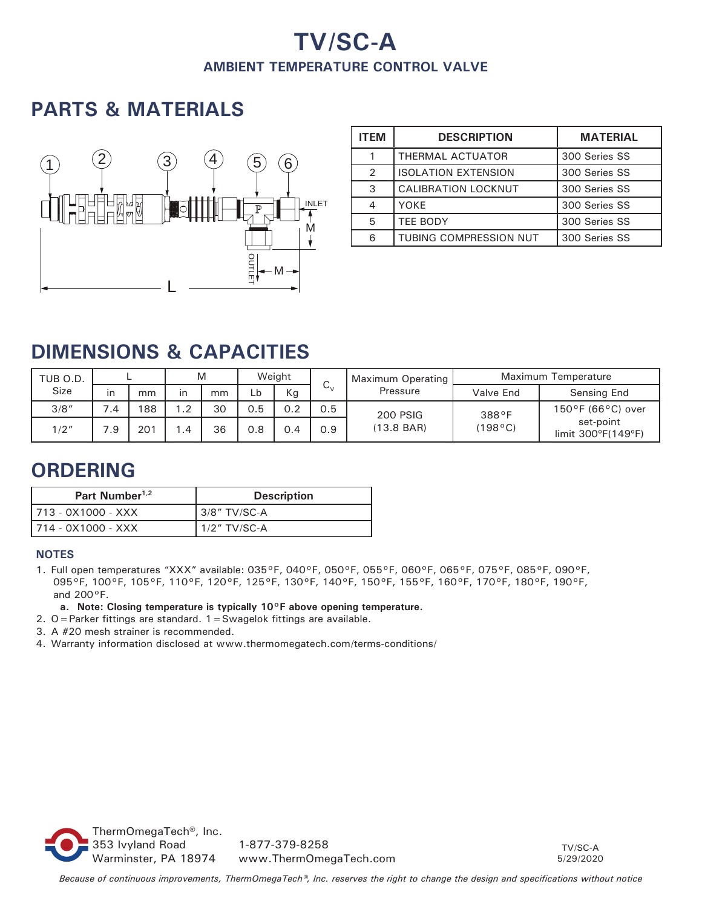# TV/SC-A

### AMBIENT TEMPERATURE CONTROL VALVE

## PARTS & MATERIALS

1 2 3 4 5 6

INLET

M

OUTLET

M

L

| ITEM | DESCRIPTION | MATERIAL |
|---|---|---|
| 1 | THERMAL ACTUATOR | 300 Series SS |
| 2 | ISOLATION EXTENSION | 300 Series SS |
| 3 | CALIBRATION LOCKNUT | 300 Series SS |
| 4 | YOKE | 300 Series SS |
| 5 | TEE BODY | 300 Series SS |
| 6 | TUBING COMPRESSION NUT | 300 Series SS |

## DIMENSIONS & CAPACITIES

| TUB O.D. Size | L | | M | | Weight | | $C_v$ | Maximum Operating Pressure | Maximum Temperature | |
|---|---|---|---|---|---|---|---|---|---|---|
| | in | mm | in | mm | Lb | Kg | | | Valve End | Sensing End |
| 3/8″ | 7.4 | 188 | 1.2 | 30 | 0.5 | 0.2 | 0.5 | 200 PSIG (13.8 BAR) | 388°F (198°C) | 150°F (66°C) over set-point limit 300°F(149°F) |
| 1/2″ | 7.9 | 201 | 1.4 | 36 | 0.8 | 0.4 | 0.9 | | | |

## ORDERING

| Part Number[1,2] | Description |
|---|---|
| 713 - 0X1000 - XXX | 3/8″ TV/SC-A |
| 714 - 0X1000 - XXX | 1/2″ TV/SC-A |

### NOTES

1. Full open temperatures “XXX” available: 035°F, 040°F, 050°F, 055°F, 060°F, 065°F, 075°F, 085°F, 090°F, 095°F, 100°F, 105°F, 110°F, 120°F, 125°F, 130°F, 140°F, 150°F, 155°F, 160°F, 170°F, 180°F, 190°F, and 200°F.
   a. **Note: Closing temperature is typically 10°F above opening temperature.**
2. O = Parker fittings are standard. 1 = Swagelok fittings are available.
3. A #20 mesh strainer is recommended.
4. Warranty information disclosed at www.thermomegatech.com/terms-conditions/

ThermOmegaTech®, Inc.
353 Ivyland Road
Warminster, PA 18974

1-877-379-8258
www.ThermOmegaTech.com

TV/SC-A
5/29/2020

*Because of continuous improvements, ThermOmegaTech®, Inc. reserves the right to change the design and specifications without notice*